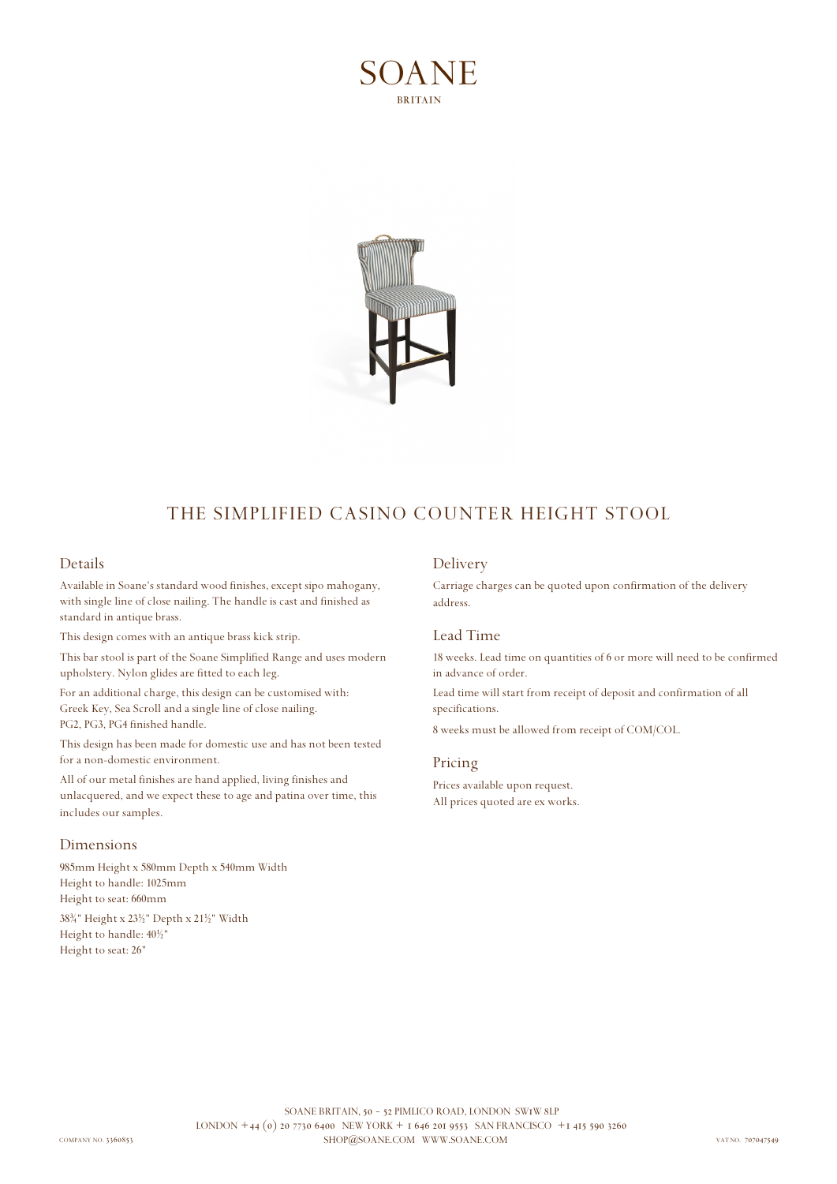# SOANE

BRITAIN

## THE SIMPLIFIED CASINO COUNTER HEIGHT STOOL

### Details

Available in Soane's standard wood finishes, except sipo mahogany, with single line of close nailing. The handle is cast and finished as standard in antique brass.

This design comes with an antique brass kick strip.

This bar stool is part of the Soane Simplified Range and uses modern upholstery. Nylon glides are fitted to each leg.

For an additional charge, this design can be customised with:
Greek Key, Sea Scroll and a single line of close nailing.
PG2, PG3, PG4 finished handle.

This design has been made for domestic use and has not been tested for a non-domestic environment.

All of our metal finishes are hand applied, living finishes and unlacquered, and we expect these to age and patina over time, this includes our samples.

### Dimensions

985mm Height x 580mm Depth x 540mm Width
Height to handle: 1025mm
Height to seat: 660mm

38¾" Height x 23½" Depth x 21½" Width
Height to handle: 40½"
Height to seat: 26"

### Delivery

Carriage charges can be quoted upon confirmation of the delivery address.

### Lead Time

18 weeks. Lead time on quantities of 6 or more will need to be confirmed in advance of order.

Lead time will start from receipt of deposit and confirmation of all specifications.

8 weeks must be allowed from receipt of COM/COL.

### Pricing

Prices available upon request.
All prices quoted are ex works.

SOANE BRITAIN, 50 – 52 PIMLICO ROAD, LONDON SW1W 8LP
LONDON +44 (0) 20 7730 6400 NEW YORK + 1 646 201 9553 SAN FRANCISCO +1 415 590 3260
SHOP@SOANE.COM WWW.SOANE.COM

COMPANY NO. 3360853 VAT NO. 707047549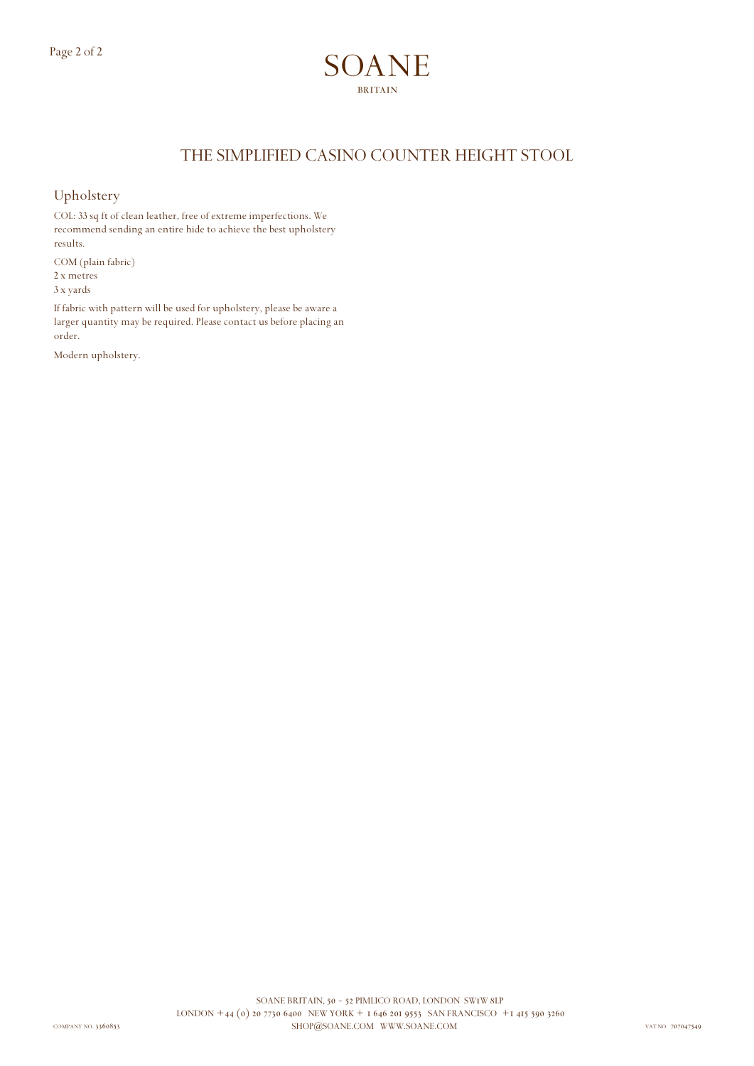# THE SIMPLIFIED CASINO COUNTER HEIGHT STOOL

## Upholstery

COL: 33 sq ft of clean leather, free of extreme imperfections. We recommend sending an entire hide to achieve the best upholstery results.

COM (plain fabric)
2 x metres
3 x yards

If fabric with pattern will be used for upholstery, please be aware a larger quantity may be required. Please contact us before placing an order.

Modern upholstery.